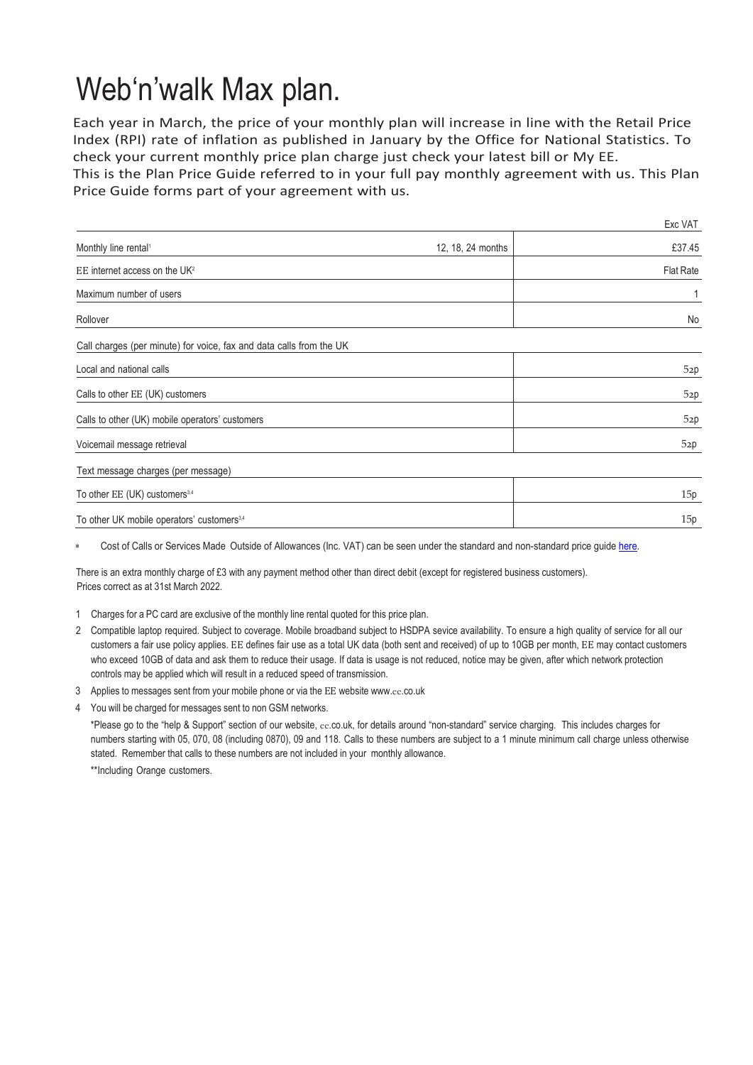# Web'n'walk Max plan.

Each year in March, the price of your monthly plan will increase in line with the Retail Price Index (RPI) rate of inflation as published in January by the Office for National Statistics. To check your current monthly price plan charge just check your latest bill or My EE.
This is the Plan Price Guide referred to in your full pay monthly agreement with us. This Plan Price Guide forms part of your agreement with us.

| | | Exc VAT |
|---|---|---|
| Monthly line rental[1] | 12, 18, 24 months | £37.45 |
| EE internet access on the UK[2] | | Flat Rate |
| Maximum number of users | | 1 |
| Rollover | | No |
| Call charges (per minute) for voice, fax and data calls from the UK | | |
| Local and national calls | | 52p |
| Calls to other EE (UK) customers | | 52p |
| Calls to other (UK) mobile operators' customers | | 52p |
| Voicemail message retrieval | | 52p |
| Text message charges (per message) | | |
| To other EE (UK) customers[3,4] | | 15p |
| To other UK mobile operators' customers[3,4] | | 15p |

* Cost of Calls or Services Made Outside of Allowances (Inc. VAT) can be seen under the standard and non-standard price guide here.

There is an extra monthly charge of £3 with any payment method other than direct debit (except for registered business customers).
Prices correct as at 31st March 2022.

1 Charges for a PC card are exclusive of the monthly line rental quoted for this price plan.

2 Compatible laptop required. Subject to coverage. Mobile broadband subject to HSDPA sevice availability. To ensure a high quality of service for all our customers a fair use policy applies. EE defines fair use as a total UK data (both sent and received) of up to 10GB per month, EE may contact customers who exceed 10GB of data and ask them to reduce their usage. If data is usage is not reduced, notice may be given, after which network protection controls may be applied which will result in a reduced speed of transmission.

3 Applies to messages sent from your mobile phone or via the EE website www.ee.co.uk

4 You will be charged for messages sent to non GSM networks.

*Please go to the "help & Support" section of our website, ee.co.uk, for details around "non-standard" service charging. This includes charges for numbers starting with 05, 070, 08 (including 0870), 09 and 118. Calls to these numbers are subject to a 1 minute minimum call charge unless otherwise stated. Remember that calls to these numbers are not included in your monthly allowance.

**Including Orange customers.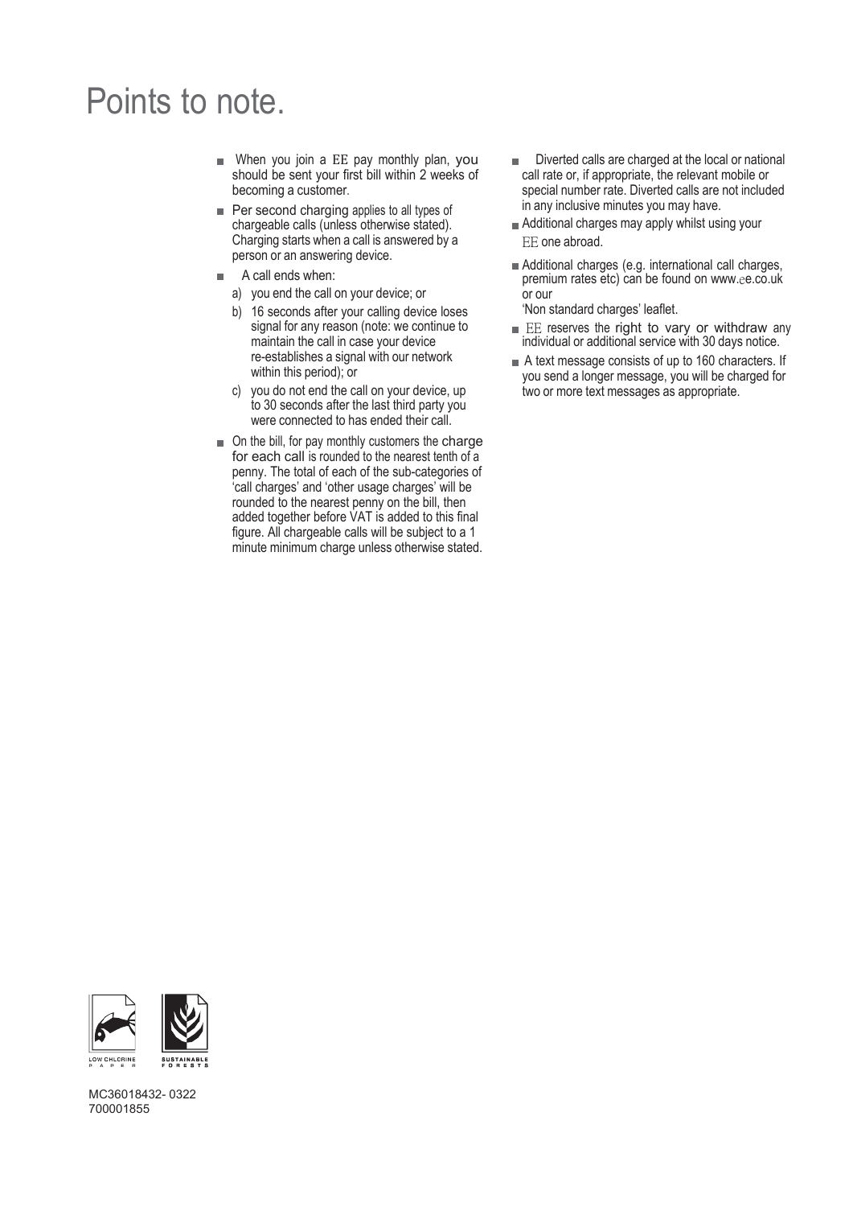# Points to note.

- When you join a EE pay monthly plan, you should be sent your first bill within 2 weeks of becoming a customer.
- Per second charging applies to all types of chargeable calls (unless otherwise stated). Charging starts when a call is answered by a person or an answering device.
- A call ends when:
  a) you end the call on your device; or
  b) 16 seconds after your calling device loses signal for any reason (note: we continue to maintain the call in case your device re-establishes a signal with our network within this period); or
  c) you do not end the call on your device, up to 30 seconds after the last third party you were connected to has ended their call.
- On the bill, for pay monthly customers the charge for each call is rounded to the nearest tenth of a penny. The total of each of the sub-categories of 'call charges' and 'other usage charges' will be rounded to the nearest penny on the bill, then added together before VAT is added to this final figure. All chargeable calls will be subject to a 1 minute minimum charge unless otherwise stated.
- Diverted calls are charged at the local or national call rate or, if appropriate, the relevant mobile or special number rate. Diverted calls are not included in any inclusive minutes you may have.
- Additional charges may apply whilst using your EE one abroad.
- Additional charges (e.g. international call charges, premium rates etc) can be found on www.ee.co.uk or our 'Non standard charges' leaflet.
- EE reserves the right to vary or withdraw any individual or additional service with 30 days notice.
- A text message consists of up to 160 characters. If you send a longer message, you will be charged for two or more text messages as appropriate.

LOW CHLORINE PAPER

SUSTAINABLE FORESTS

MC36018432- 0322
700001855